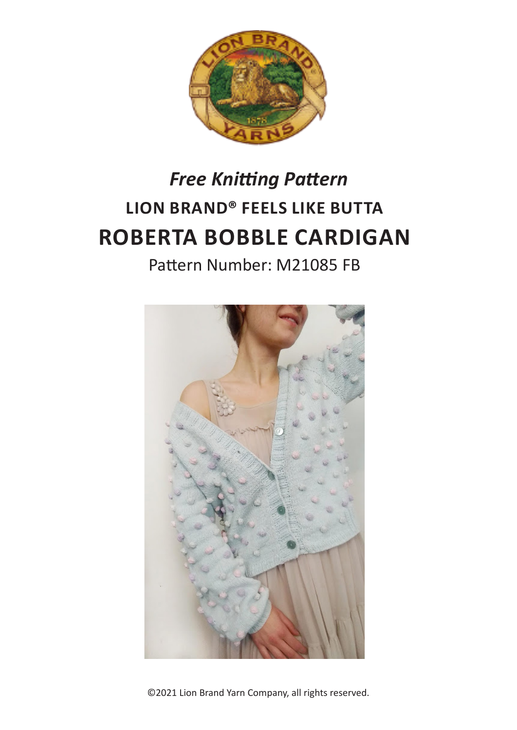*Free Knitting Pattern*

## LION BRAND® FEELS LIKE BUTTA

# ROBERTA BOBBLE CARDIGAN

Pattern Number: M21085 FB

©2021 Lion Brand Yarn Company, all rights reserved.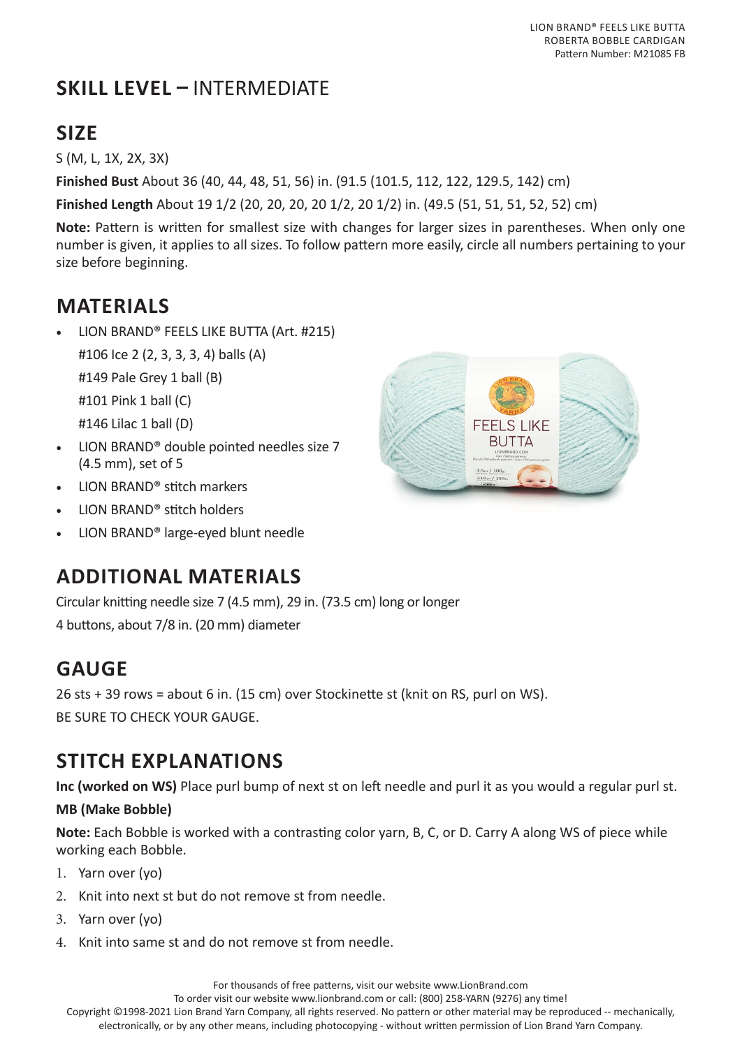## SKILL LEVEL – INTERMEDIATE

## SIZE

S (M, L, 1X, 2X, 3X)

**Finished Bust** About 36 (40, 44, 48, 51, 56) in. (91.5 (101.5, 112, 122, 129.5, 142) cm)

**Finished Length** About 19 1/2 (20, 20, 20, 20 1/2, 20 1/2) in. (49.5 (51, 51, 51, 52, 52) cm)

**Note:** Pattern is written for smallest size with changes for larger sizes in parentheses. When only one number is given, it applies to all sizes. To follow pattern more easily, circle all numbers pertaining to your size before beginning.

## MATERIALS

- LION BRAND® FEELS LIKE BUTTA (Art. #215)
  #106 Ice 2 (2, 3, 3, 3, 4) balls (A)
  #149 Pale Grey 1 ball (B)
  #101 Pink 1 ball (C)
  #146 Lilac 1 ball (D)
- LION BRAND® double pointed needles size 7 (4.5 mm), set of 5
- LION BRAND® stitch markers
- LION BRAND® stitch holders
- LION BRAND® large-eyed blunt needle

## ADDITIONAL MATERIALS

Circular knitting needle size 7 (4.5 mm), 29 in. (73.5 cm) long or longer

4 buttons, about 7/8 in. (20 mm) diameter

## GAUGE

26 sts + 39 rows = about 6 in. (15 cm) over Stockinette st (knit on RS, purl on WS).

BE SURE TO CHECK YOUR GAUGE.

## STITCH EXPLANATIONS

**Inc (worked on WS)** Place purl bump of next st on left needle and purl it as you would a regular purl st.

**MB (Make Bobble)**

**Note:** Each Bobble is worked with a contrasting color yarn, B, C, or D. Carry A along WS of piece while working each Bobble.

1. Yarn over (yo)
2. Knit into next st but do not remove st from needle.
3. Yarn over (yo)
4. Knit into same st and do not remove st from needle.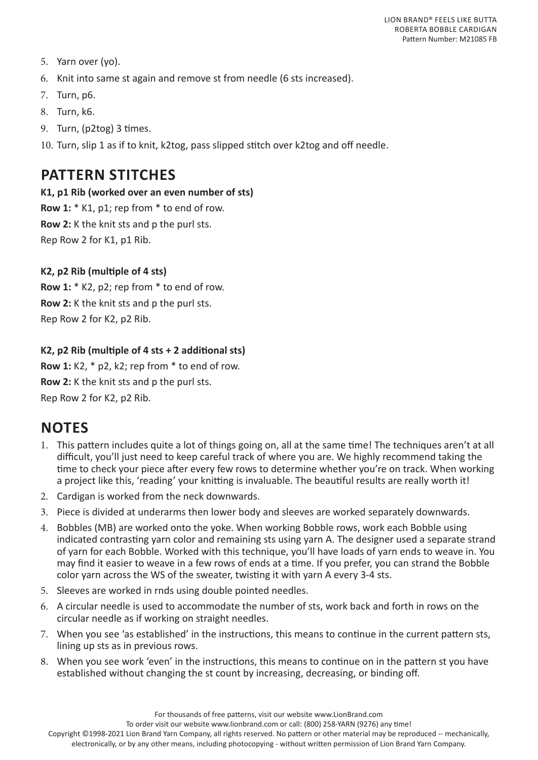5. Yarn over (yo).
6. Knit into same st again and remove st from needle (6 sts increased).
7. Turn, p6.
8. Turn, k6.
9. Turn, (p2tog) 3 times.
10. Turn, slip 1 as if to knit, k2tog, pass slipped stitch over k2tog and off needle.

## PATTERN STITCHES

**K1, p1 Rib (worked over an even number of sts)**

**Row 1:** * K1, p1; rep from * to end of row.

**Row 2:** K the knit sts and p the purl sts.

Rep Row 2 for K1, p1 Rib.

**K2, p2 Rib (multiple of 4 sts)**

**Row 1:** * K2, p2; rep from * to end of row.

**Row 2:** K the knit sts and p the purl sts.

Rep Row 2 for K2, p2 Rib.

**K2, p2 Rib (multiple of 4 sts + 2 additional sts)**

**Row 1:** K2, * p2, k2; rep from * to end of row.

**Row 2:** K the knit sts and p the purl sts.

Rep Row 2 for K2, p2 Rib.

## NOTES

1. This pattern includes quite a lot of things going on, all at the same time! The techniques aren't at all difficult, you'll just need to keep careful track of where you are. We highly recommend taking the time to check your piece after every few rows to determine whether you're on track. When working a project like this, 'reading' your knitting is invaluable. The beautiful results are really worth it!
2. Cardigan is worked from the neck downwards.
3. Piece is divided at underarms then lower body and sleeves are worked separately downwards.
4. Bobbles (MB) are worked onto the yoke. When working Bobble rows, work each Bobble using indicated contrasting yarn color and remaining sts using yarn A. The designer used a separate strand of yarn for each Bobble. Worked with this technique, you'll have loads of yarn ends to weave in. You may find it easier to weave in a few rows of ends at a time. If you prefer, you can strand the Bobble color yarn across the WS of the sweater, twisting it with yarn A every 3-4 sts.
5. Sleeves are worked in rnds using double pointed needles.
6. A circular needle is used to accommodate the number of sts, work back and forth in rows on the circular needle as if working on straight needles.
7. When you see 'as established' in the instructions, this means to continue in the current pattern sts, lining up sts as in previous rows.
8. When you see work 'even' in the instructions, this means to continue on in the pattern st you have established without changing the st count by increasing, decreasing, or binding off.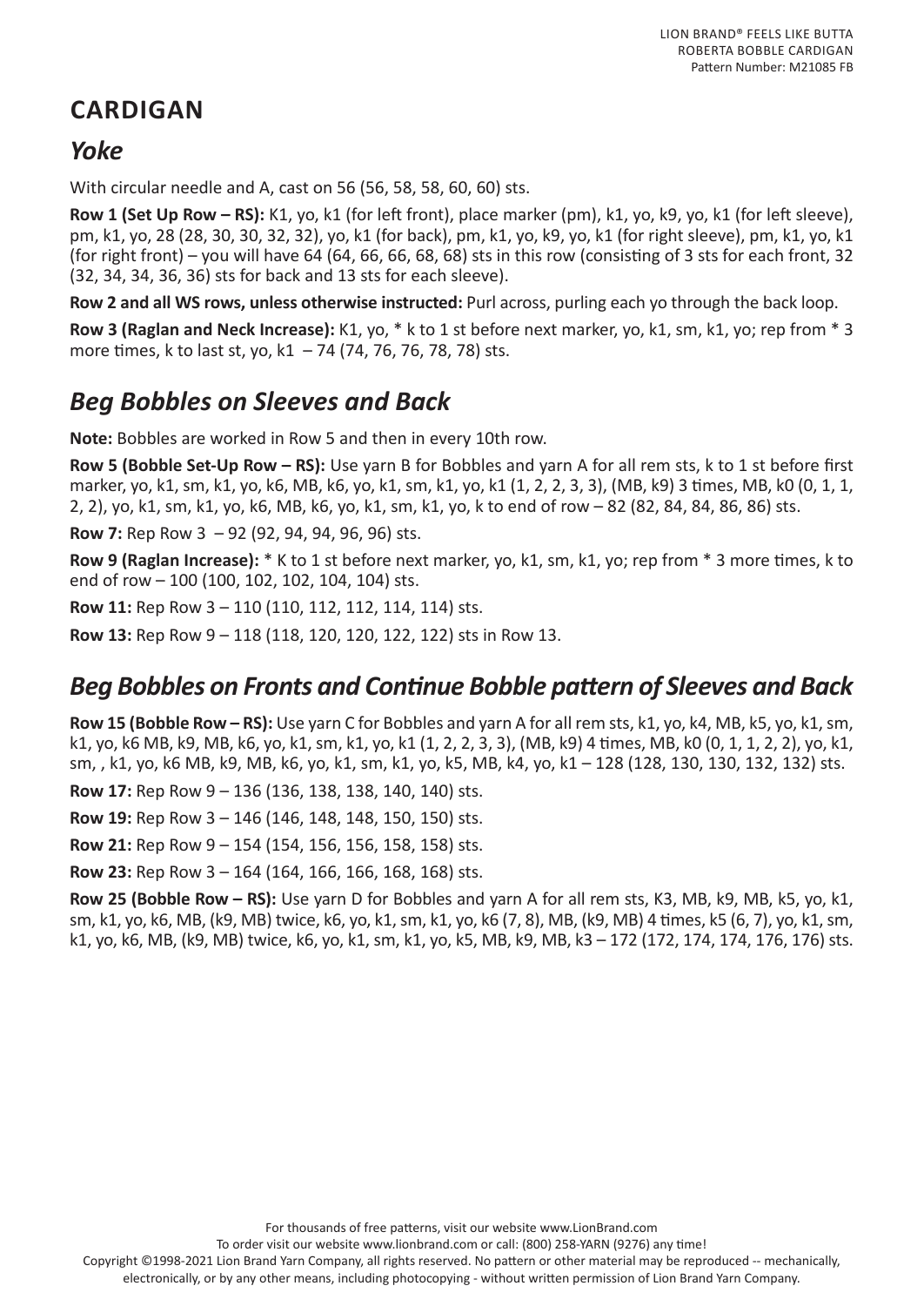## CARDIGAN

### *Yoke*

With circular needle and A, cast on 56 (56, 58, 58, 60, 60) sts.

**Row 1 (Set Up Row – RS):** K1, yo, k1 (for left front), place marker (pm), k1, yo, k9, yo, k1 (for left sleeve), pm, k1, yo, 28 (28, 30, 30, 32, 32), yo, k1 (for back), pm, k1, yo, k9, yo, k1 (for right sleeve), pm, k1, yo, k1 (for right front) – you will have 64 (64, 66, 66, 68, 68) sts in this row (consisting of 3 sts for each front, 32 (32, 34, 34, 36, 36) sts for back and 13 sts for each sleeve).

**Row 2 and all WS rows, unless otherwise instructed:** Purl across, purling each yo through the back loop.

**Row 3 (Raglan and Neck Increase):** K1, yo, * k to 1 st before next marker, yo, k1, sm, k1, yo; rep from * 3 more times, k to last st, yo, k1 – 74 (74, 76, 76, 78, 78) sts.

### *Beg Bobbles on Sleeves and Back*

**Note:** Bobbles are worked in Row 5 and then in every 10th row.

**Row 5 (Bobble Set-Up Row – RS):** Use yarn B for Bobbles and yarn A for all rem sts, k to 1 st before first marker, yo, k1, sm, k1, yo, k6, MB, k6, yo, k1, sm, k1, yo, k1 (1, 2, 2, 3, 3), (MB, k9) 3 times, MB, k0 (0, 1, 1, 2, 2), yo, k1, sm, k1, yo, k6, MB, k6, yo, k1, sm, k1, yo, k to end of row – 82 (82, 84, 84, 86, 86) sts.

**Row 7:** Rep Row 3 – 92 (92, 94, 94, 96, 96) sts.

**Row 9 (Raglan Increase):** * K to 1 st before next marker, yo, k1, sm, k1, yo; rep from * 3 more times, k to end of row – 100 (100, 102, 102, 104, 104) sts.

**Row 11:** Rep Row 3 – 110 (110, 112, 112, 114, 114) sts.

**Row 13:** Rep Row 9 – 118 (118, 120, 120, 122, 122) sts in Row 13.

### *Beg Bobbles on Fronts and Continue Bobble pattern of Sleeves and Back*

**Row 15 (Bobble Row – RS):** Use yarn C for Bobbles and yarn A for all rem sts, k1, yo, k4, MB, k5, yo, k1, sm, k1, yo, k6 MB, k9, MB, k6, yo, k1, sm, k1, yo, k1 (1, 2, 2, 3, 3), (MB, k9) 4 times, MB, k0 (0, 1, 1, 2, 2), yo, k1, sm, , k1, yo, k6 MB, k9, MB, k6, yo, k1, sm, k1, yo, k5, MB, k4, yo, k1 – 128 (128, 130, 130, 132, 132) sts.

**Row 17:** Rep Row 9 – 136 (136, 138, 138, 140, 140) sts.

**Row 19:** Rep Row 3 – 146 (146, 148, 148, 150, 150) sts.

**Row 21:** Rep Row 9 – 154 (154, 156, 156, 158, 158) sts.

**Row 23:** Rep Row 3 – 164 (164, 166, 166, 168, 168) sts.

**Row 25 (Bobble Row – RS):** Use yarn D for Bobbles and yarn A for all rem sts, K3, MB, k9, MB, k5, yo, k1, sm, k1, yo, k6, MB, (k9, MB) twice, k6, yo, k1, sm, k1, yo, k6 (7, 8), MB, (k9, MB) 4 times, k5 (6, 7), yo, k1, sm, k1, yo, k6, MB, (k9, MB) twice, k6, yo, k1, sm, k1, yo, k5, MB, k9, MB, k3 – 172 (172, 174, 174, 176, 176) sts.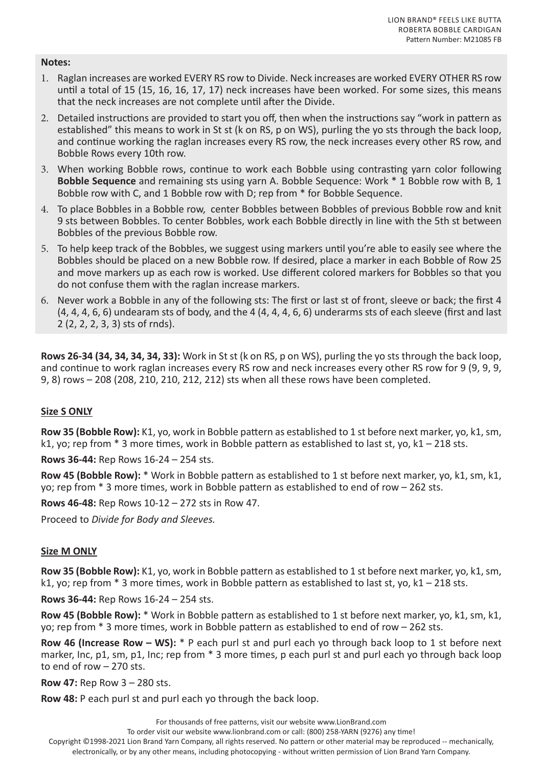**Notes:**

1. Raglan increases are worked EVERY RS row to Divide. Neck increases are worked EVERY OTHER RS row until a total of 15 (15, 16, 16, 17, 17) neck increases have been worked. For some sizes, this means that the neck increases are not complete until after the Divide.
2. Detailed instructions are provided to start you off, then when the instructions say "work in pattern as established" this means to work in St st (k on RS, p on WS), purling the yo sts through the back loop, and continue working the raglan increases every RS row, the neck increases every other RS row, and Bobble Rows every 10th row.
3. When working Bobble rows, continue to work each Bobble using contrasting yarn color following **Bobble Sequence** and remaining sts using yarn A. Bobble Sequence: Work * 1 Bobble row with B, 1 Bobble row with C, and 1 Bobble row with D; rep from * for Bobble Sequence.
4. To place Bobbles in a Bobble row, center Bobbles between Bobbles of previous Bobble row and knit 9 sts between Bobbles. To center Bobbles, work each Bobble directly in line with the 5th st between Bobbles of the previous Bobble row.
5. To help keep track of the Bobbles, we suggest using markers until you're able to easily see where the Bobbles should be placed on a new Bobble row. If desired, place a marker in each Bobble of Row 25 and move markers up as each row is worked. Use different colored markers for Bobbles so that you do not confuse them with the raglan increase markers.
6. Never work a Bobble in any of the following sts: The first or last st of front, sleeve or back; the first 4 (4, 4, 4, 6, 6) undearam sts of body, and the 4 (4, 4, 4, 6, 6) underarms sts of each sleeve (first and last 2 (2, 2, 2, 3, 3) sts of rnds).

**Rows 26-34 (34, 34, 34, 34, 33):** Work in St st (k on RS, p on WS), purling the yo sts through the back loop, and continue to work raglan increases every RS row and neck increases every other RS row for 9 (9, 9, 9, 9, 8) rows – 208 (208, 210, 210, 212, 212) sts when all these rows have been completed.

**Size S ONLY**

**Row 35 (Bobble Row):** K1, yo, work in Bobble pattern as established to 1 st before next marker, yo, k1, sm, k1, yo; rep from * 3 more times, work in Bobble pattern as established to last st, yo, k1 – 218 sts.

**Rows 36-44:** Rep Rows 16-24 – 254 sts.

**Row 45 (Bobble Row):** * Work in Bobble pattern as established to 1 st before next marker, yo, k1, sm, k1, yo; rep from * 3 more times, work in Bobble pattern as established to end of row – 262 sts.

**Rows 46-48:** Rep Rows 10-12 – 272 sts in Row 47.

Proceed to *Divide for Body and Sleeves.*

**Size M ONLY**

**Row 35 (Bobble Row):** K1, yo, work in Bobble pattern as established to 1 st before next marker, yo, k1, sm, k1, yo; rep from * 3 more times, work in Bobble pattern as established to last st, yo, k1 – 218 sts.

**Rows 36-44:** Rep Rows 16-24 – 254 sts.

**Row 45 (Bobble Row):** * Work in Bobble pattern as established to 1 st before next marker, yo, k1, sm, k1, yo; rep from * 3 more times, work in Bobble pattern as established to end of row – 262 sts.

**Row 46 (Increase Row – WS):** * P each purl st and purl each yo through back loop to 1 st before next marker, Inc, p1, sm, p1, Inc; rep from * 3 more times, p each purl st and purl each yo through back loop to end of row – 270 sts.

**Row 47:** Rep Row 3 – 280 sts.

**Row 48:** P each purl st and purl each yo through the back loop.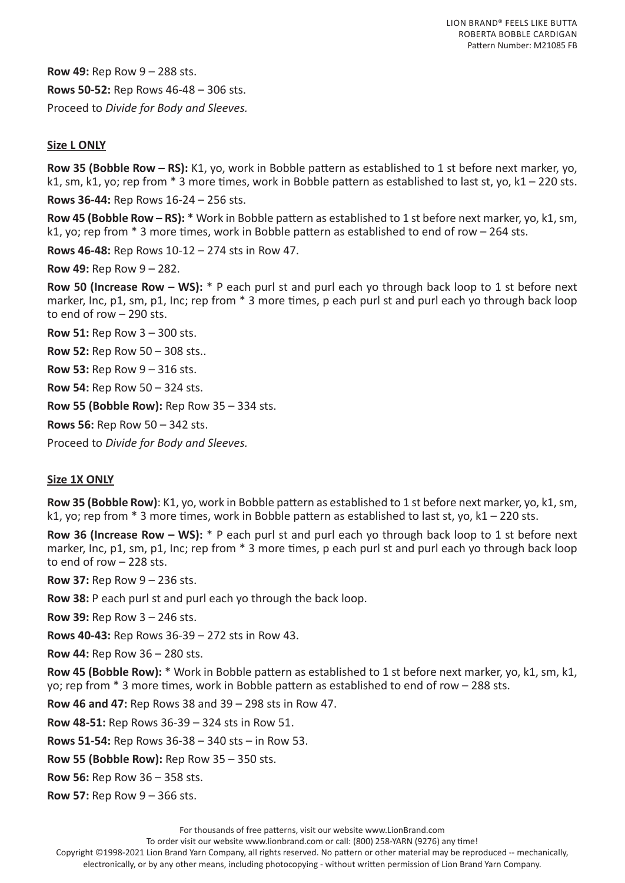**Row 49:** Rep Row 9 – 288 sts.

**Rows 50-52:** Rep Rows 46-48 – 306 sts.

Proceed to *Divide for Body and Sleeves.*

**Size L ONLY**

**Row 35 (Bobble Row – RS):** K1, yo, work in Bobble pattern as established to 1 st before next marker, yo, k1, sm, k1, yo; rep from * 3 more times, work in Bobble pattern as established to last st, yo, k1 – 220 sts.

**Rows 36-44:** Rep Rows 16-24 – 256 sts.

**Row 45 (Bobble Row – RS):** * Work in Bobble pattern as established to 1 st before next marker, yo, k1, sm, k1, yo; rep from * 3 more times, work in Bobble pattern as established to end of row – 264 sts.

**Rows 46-48:** Rep Rows 10-12 – 274 sts in Row 47.

**Row 49:** Rep Row 9 – 282.

**Row 50 (Increase Row – WS):** * P each purl st and purl each yo through back loop to 1 st before next marker, Inc, p1, sm, p1, Inc; rep from * 3 more times, p each purl st and purl each yo through back loop to end of row – 290 sts.

**Row 51:** Rep Row 3 – 300 sts.

**Row 52:** Rep Row 50 – 308 sts..

**Row 53:** Rep Row 9 – 316 sts.

**Row 54:** Rep Row 50 – 324 sts.

**Row 55 (Bobble Row):** Rep Row 35 – 334 sts.

**Rows 56:** Rep Row 50 – 342 sts.

Proceed to *Divide for Body and Sleeves.*

**Size 1X ONLY**

**Row 35 (Bobble Row)**: K1, yo, work in Bobble pattern as established to 1 st before next marker, yo, k1, sm, k1, yo; rep from * 3 more times, work in Bobble pattern as established to last st, yo, k1 – 220 sts.

**Row 36 (Increase Row – WS):** * P each purl st and purl each yo through back loop to 1 st before next marker, Inc, p1, sm, p1, Inc; rep from * 3 more times, p each purl st and purl each yo through back loop to end of row – 228 sts.

**Row 37:** Rep Row 9 – 236 sts.

**Row 38:** P each purl st and purl each yo through the back loop.

**Row 39:** Rep Row 3 – 246 sts.

**Rows 40-43:** Rep Rows 36-39 – 272 sts in Row 43.

**Row 44:** Rep Row 36 – 280 sts.

**Row 45 (Bobble Row):** * Work in Bobble pattern as established to 1 st before next marker, yo, k1, sm, k1, yo; rep from * 3 more times, work in Bobble pattern as established to end of row – 288 sts.

**Row 46 and 47:** Rep Rows 38 and 39 – 298 sts in Row 47.

**Row 48-51:** Rep Rows 36-39 – 324 sts in Row 51.

**Rows 51-54:** Rep Rows 36-38 – 340 sts – in Row 53.

**Row 55 (Bobble Row):** Rep Row 35 – 350 sts.

**Row 56:** Rep Row 36 – 358 sts.

**Row 57:** Rep Row 9 – 366 sts.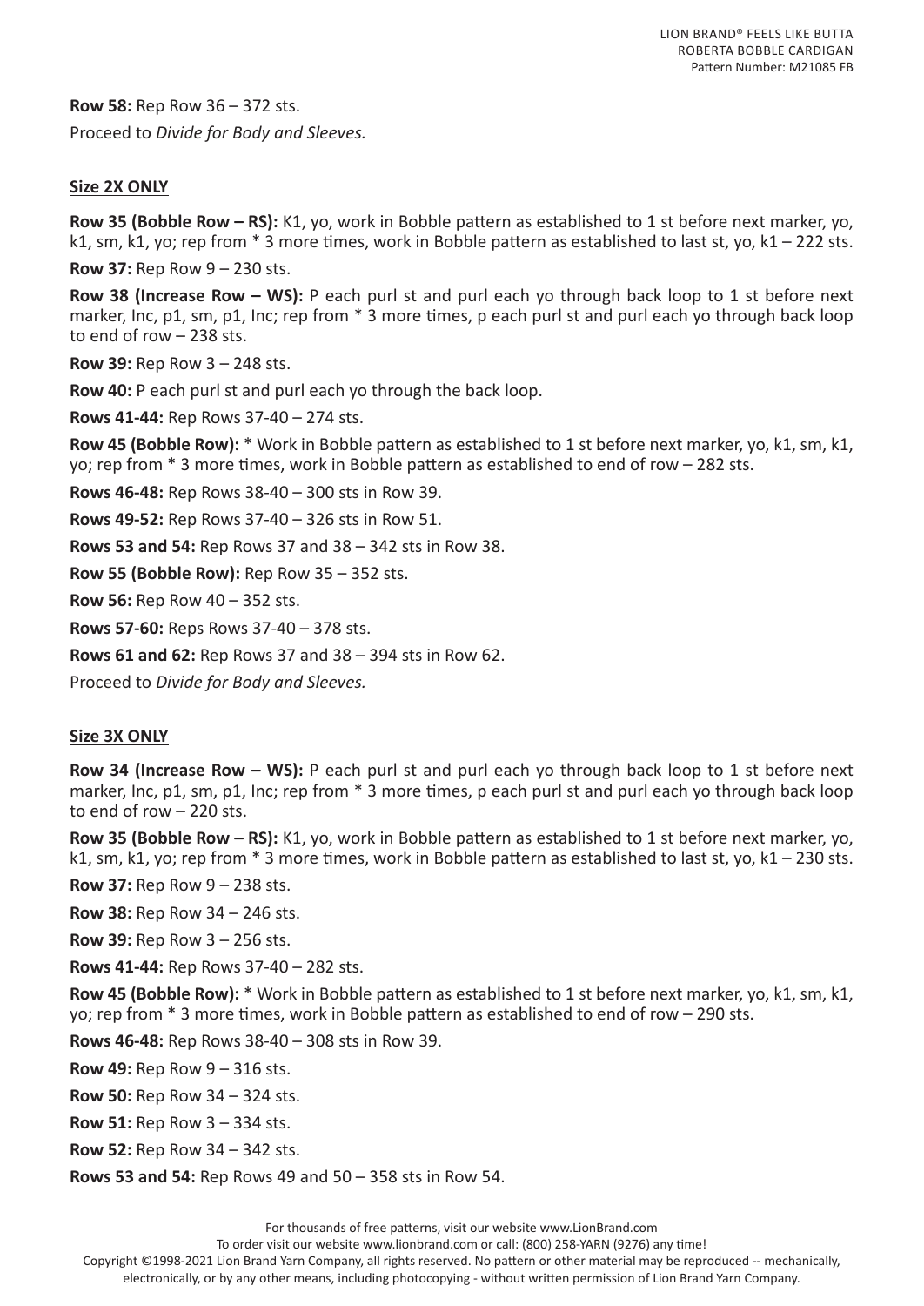**Row 58:** Rep Row 36 – 372 sts.

Proceed to *Divide for Body and Sleeves.*

**Size 2X ONLY**

**Row 35 (Bobble Row – RS):** K1, yo, work in Bobble pattern as established to 1 st before next marker, yo, k1, sm, k1, yo; rep from * 3 more times, work in Bobble pattern as established to last st, yo, k1 – 222 sts.

**Row 37:** Rep Row 9 – 230 sts.

**Row 38 (Increase Row – WS):** P each purl st and purl each yo through back loop to 1 st before next marker, Inc, p1, sm, p1, Inc; rep from * 3 more times, p each purl st and purl each yo through back loop to end of row – 238 sts.

**Row 39:** Rep Row 3 – 248 sts.

**Row 40:** P each purl st and purl each yo through the back loop.

**Rows 41-44:** Rep Rows 37-40 – 274 sts.

**Row 45 (Bobble Row):** * Work in Bobble pattern as established to 1 st before next marker, yo, k1, sm, k1, yo; rep from * 3 more times, work in Bobble pattern as established to end of row – 282 sts.

**Rows 46-48:** Rep Rows 38-40 – 300 sts in Row 39.

**Rows 49-52:** Rep Rows 37-40 – 326 sts in Row 51.

**Rows 53 and 54:** Rep Rows 37 and 38 – 342 sts in Row 38.

**Row 55 (Bobble Row):** Rep Row 35 – 352 sts.

**Row 56:** Rep Row 40 – 352 sts.

**Rows 57-60:** Reps Rows 37-40 – 378 sts.

**Rows 61 and 62:** Rep Rows 37 and 38 – 394 sts in Row 62.

Proceed to *Divide for Body and Sleeves.*

**Size 3X ONLY**

**Row 34 (Increase Row – WS):** P each purl st and purl each yo through back loop to 1 st before next marker, Inc, p1, sm, p1, Inc; rep from * 3 more times, p each purl st and purl each yo through back loop to end of row – 220 sts.

**Row 35 (Bobble Row – RS):** K1, yo, work in Bobble pattern as established to 1 st before next marker, yo, k1, sm, k1, yo; rep from * 3 more times, work in Bobble pattern as established to last st, yo, k1 – 230 sts.

**Row 37:** Rep Row 9 – 238 sts.

**Row 38:** Rep Row 34 – 246 sts.

**Row 39:** Rep Row 3 – 256 sts.

**Rows 41-44:** Rep Rows 37-40 – 282 sts.

**Row 45 (Bobble Row):** * Work in Bobble pattern as established to 1 st before next marker, yo, k1, sm, k1, yo; rep from * 3 more times, work in Bobble pattern as established to end of row – 290 sts.

**Rows 46-48:** Rep Rows 38-40 – 308 sts in Row 39.

**Row 49:** Rep Row 9 – 316 sts.

**Row 50:** Rep Row 34 – 324 sts.

**Row 51:** Rep Row 3 – 334 sts.

**Row 52:** Rep Row 34 – 342 sts.

**Rows 53 and 54:** Rep Rows 49 and 50 – 358 sts in Row 54.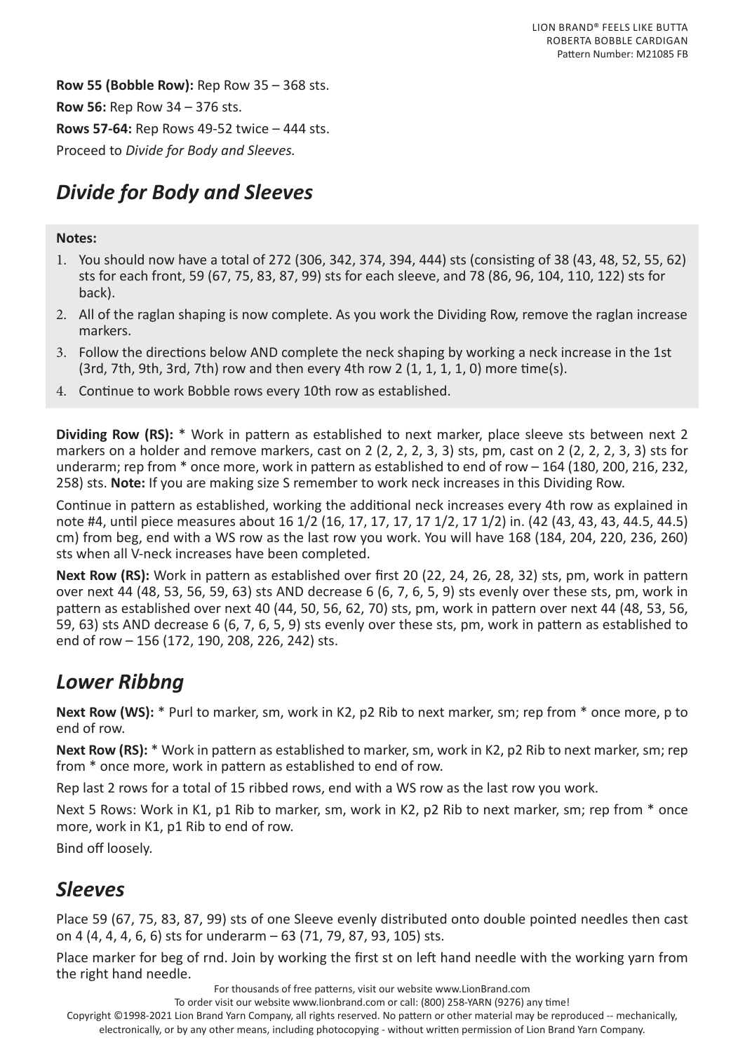**Row 55 (Bobble Row):** Rep Row 35 – 368 sts.

**Row 56:** Rep Row 34 – 376 sts.

**Rows 57-64:** Rep Rows 49-52 twice – 444 sts.

Proceed to *Divide for Body and Sleeves.*

## *Divide for Body and Sleeves*

**Notes:**

1. You should now have a total of 272 (306, 342, 374, 394, 444) sts (consisting of 38 (43, 48, 52, 55, 62) sts for each front, 59 (67, 75, 83, 87, 99) sts for each sleeve, and 78 (86, 96, 104, 110, 122) sts for back).
2. All of the raglan shaping is now complete. As you work the Dividing Row, remove the raglan increase markers.
3. Follow the directions below AND complete the neck shaping by working a neck increase in the 1st (3rd, 7th, 9th, 3rd, 7th) row and then every 4th row 2 (1, 1, 1, 1, 0) more time(s).
4. Continue to work Bobble rows every 10th row as established.

**Dividing Row (RS):** * Work in pattern as established to next marker, place sleeve sts between next 2 markers on a holder and remove markers, cast on 2 (2, 2, 2, 3, 3) sts, pm, cast on 2 (2, 2, 2, 3, 3) sts for underarm; rep from * once more, work in pattern as established to end of row – 164 (180, 200, 216, 232, 258) sts. **Note:** If you are making size S remember to work neck increases in this Dividing Row.

Continue in pattern as established, working the additional neck increases every 4th row as explained in note #4, until piece measures about 16 1/2 (16, 17, 17, 17, 17 1/2, 17 1/2) in. (42 (43, 43, 43, 44.5, 44.5) cm) from beg, end with a WS row as the last row you work. You will have 168 (184, 204, 220, 236, 260) sts when all V-neck increases have been completed.

**Next Row (RS):** Work in pattern as established over first 20 (22, 24, 26, 28, 32) sts, pm, work in pattern over next 44 (48, 53, 56, 59, 63) sts AND decrease 6 (6, 7, 6, 5, 9) sts evenly over these sts, pm, work in pattern as established over next 40 (44, 50, 56, 62, 70) sts, pm, work in pattern over next 44 (48, 53, 56, 59, 63) sts AND decrease 6 (6, 7, 6, 5, 9) sts evenly over these sts, pm, work in pattern as established to end of row – 156 (172, 190, 208, 226, 242) sts.

## *Lower Ribbng*

**Next Row (WS):** * Purl to marker, sm, work in K2, p2 Rib to next marker, sm; rep from * once more, p to end of row.

**Next Row (RS):** * Work in pattern as established to marker, sm, work in K2, p2 Rib to next marker, sm; rep from * once more, work in pattern as established to end of row.

Rep last 2 rows for a total of 15 ribbed rows, end with a WS row as the last row you work.

Next 5 Rows: Work in K1, p1 Rib to marker, sm, work in K2, p2 Rib to next marker, sm; rep from * once more, work in K1, p1 Rib to end of row.

Bind off loosely.

## *Sleeves*

Place 59 (67, 75, 83, 87, 99) sts of one Sleeve evenly distributed onto double pointed needles then cast on 4 (4, 4, 4, 6, 6) sts for underarm – 63 (71, 79, 87, 93, 105) sts.

Place marker for beg of rnd. Join by working the first st on left hand needle with the working yarn from the right hand needle.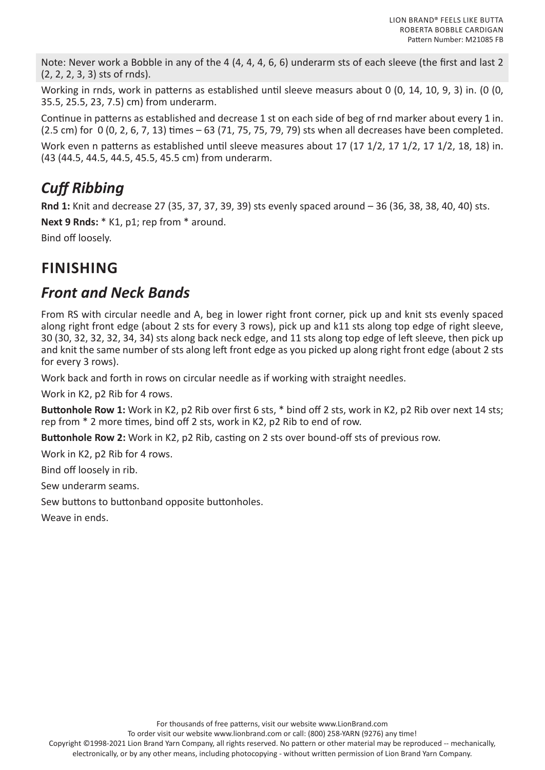Note: Never work a Bobble in any of the 4 (4, 4, 4, 6, 6) underarm sts of each sleeve (the first and last 2 (2, 2, 2, 3, 3) sts of rnds).

Working in rnds, work in patterns as established until sleeve measurs about 0 (0, 14, 10, 9, 3) in. (0 (0, 35.5, 25.5, 23, 7.5) cm) from underarm.

Continue in patterns as established and decrease 1 st on each side of beg of rnd marker about every 1 in. (2.5 cm) for 0 (0, 2, 6, 7, 13) times – 63 (71, 75, 75, 79, 79) sts when all decreases have been completed.

Work even n patterns as established until sleeve measures about 17 (17 1/2, 17 1/2, 17 1/2, 18, 18) in. (43 (44.5, 44.5, 44.5, 45.5, 45.5 cm) from underarm.

## *Cuff Ribbing*

**Rnd 1:** Knit and decrease 27 (35, 37, 37, 39, 39) sts evenly spaced around – 36 (36, 38, 38, 40, 40) sts.

**Next 9 Rnds:** * K1, p1; rep from * around.

Bind off loosely.

# FINISHING

## *Front and Neck Bands*

From RS with circular needle and A, beg in lower right front corner, pick up and knit sts evenly spaced along right front edge (about 2 sts for every 3 rows), pick up and k11 sts along top edge of right sleeve, 30 (30, 32, 32, 32, 34, 34) sts along back neck edge, and 11 sts along top edge of left sleeve, then pick up and knit the same number of sts along left front edge as you picked up along right front edge (about 2 sts for every 3 rows).

Work back and forth in rows on circular needle as if working with straight needles.

Work in K2, p2 Rib for 4 rows.

**Buttonhole Row 1:** Work in K2, p2 Rib over first 6 sts, * bind off 2 sts, work in K2, p2 Rib over next 14 sts; rep from * 2 more times, bind off 2 sts, work in K2, p2 Rib to end of row.

**Buttonhole Row 2:** Work in K2, p2 Rib, casting on 2 sts over bound-off sts of previous row.

Work in K2, p2 Rib for 4 rows.

Bind off loosely in rib.

Sew underarm seams.

Sew buttons to buttonband opposite buttonholes.

Weave in ends.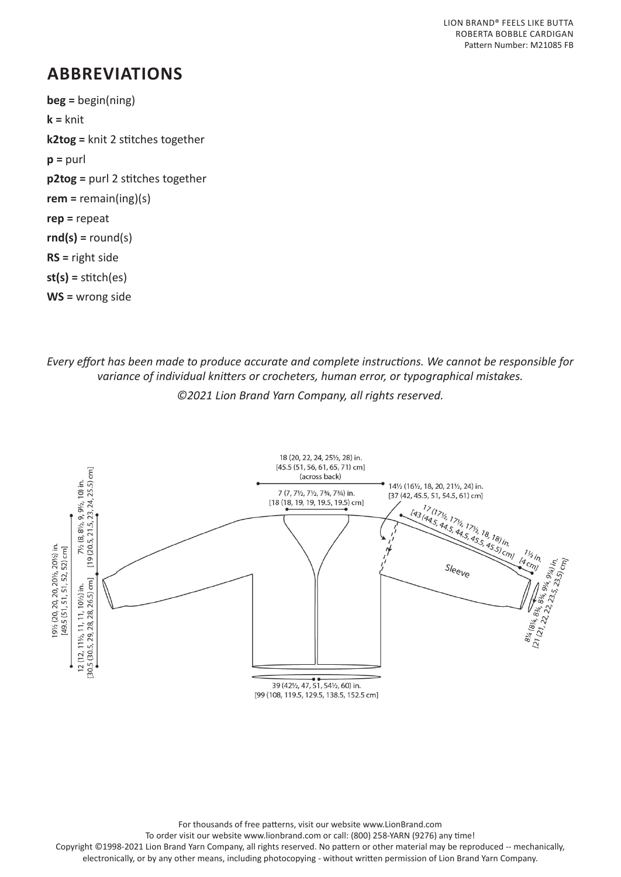## ABBREVIATIONS

**beg =** begin(ning)

**k =** knit

**k2tog =** knit 2 stitches together

**p =** purl

**p2tog =** purl 2 stitches together

**rem =** remain(ing)(s)

**rep =** repeat

**rnd(s) =** round(s)

**RS =** right side

**st(s) =** stitch(es)

**WS =** wrong side

*Every effort has been made to produce accurate and complete instructions. We cannot be responsible for variance of individual knitters or crocheters, human error, or typographical mistakes.*

*©2021 Lion Brand Yarn Company, all rights reserved.*

18 (20, 22, 24, 25½, 28) in.
[45.5 (51, 56, 61, 65, 71) cm]
(across back)

7 (7, 7½, 7½, 7¾, 7¾) in.
[18 (18, 19, 19, 19.5, 19.5) cm]

14½ (16½, 18, 20, 21½, 24) in.
[37 (42, 45.5, 51, 54.5, 61) cm]

17 (17½, 17½, 17½, 18, 18) in.
[43 (44.5, 44.5, 44.5, 45.5, 45.5) cm]

1½ in.
[4 cm]

Sleeve

8¼ (8¼, 8¾, 8¾, 9¼, 9¼) in.
[21 (21, 22, 22, 23.5, 23.5) cm]

19½ (20, 20, 20½, 20½) in.
[49.5 (51, 51, 51, 52, 52) cm]

7½ (8, 8½, 9, 9½, 10) in.
[19 (20.5, 21.5, 23, 24, 25.5) cm]

12 (12, 11½, 11, 11, 10½) in.
[30.5 (30.5, 29, 28, 28, 26.5) cm]

39 (42½, 47, 51, 54½, 60) in.
[99 (108, 119.5, 129.5, 138.5, 152.5 cm]